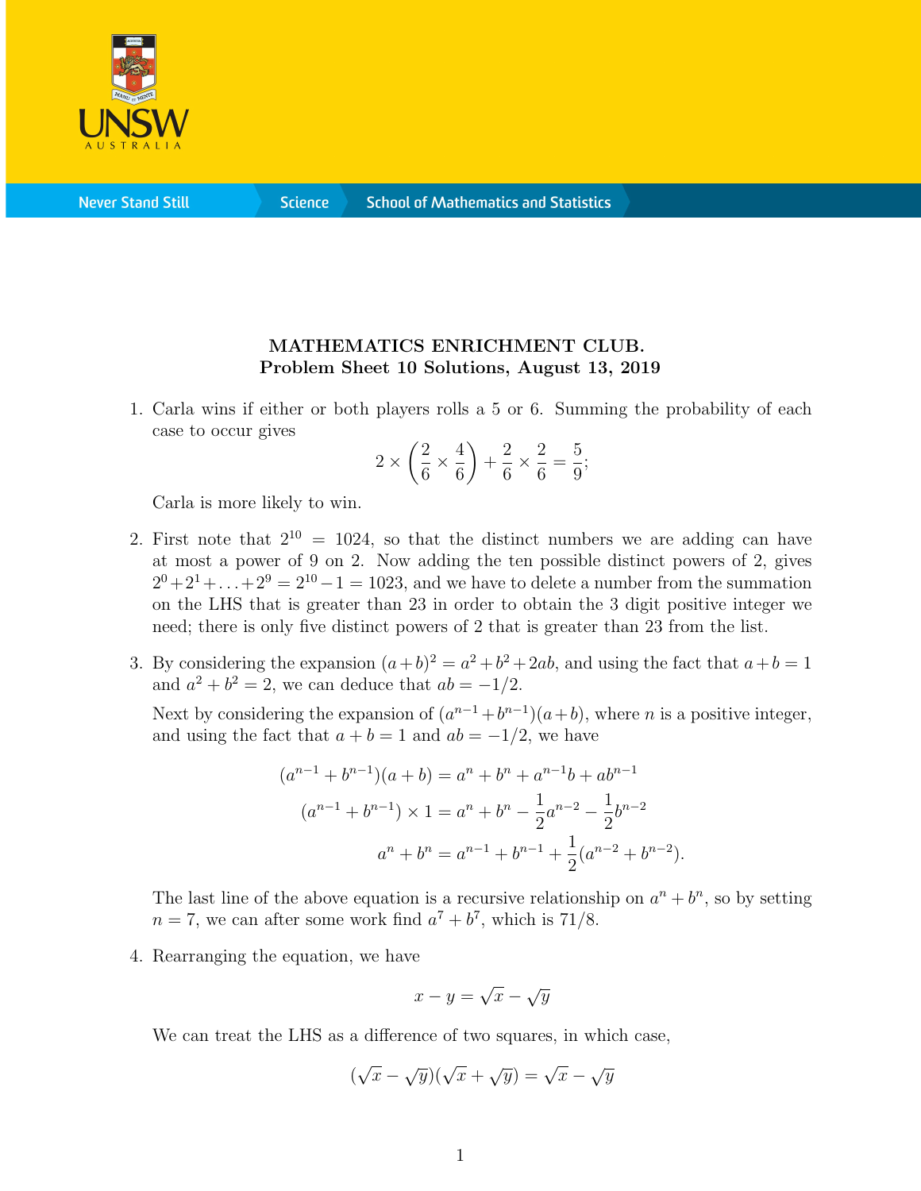**MATHEMATICS ENRICHMENT CLUB.**
**Problem Sheet 10 Solutions, August 13, 2019**

1. Carla wins if either or both players rolls a 5 or 6. Summing the probability of each case to occur gives

$$2 \times \left(\frac{2}{6} \times \frac{4}{6}\right) + \frac{2}{6} \times \frac{2}{6} = \frac{5}{9};$$

Carla is more likely to win.

2. First note that $2^{10} = 1024$, so that the distinct numbers we are adding can have at most a power of 9 on 2. Now adding the ten possible distinct powers of 2, gives $2^0 + 2^1 + \ldots + 2^9 = 2^{10} - 1 = 1023$, and we have to delete a number from the summation on the LHS that is greater than 23 in order to obtain the 3 digit positive integer we need; there is only five distinct powers of 2 that is greater than 23 from the list.

3. By considering the expansion $(a+b)^2 = a^2 + b^2 + 2ab$, and using the fact that $a + b = 1$ and $a^2 + b^2 = 2$, we can deduce that $ab = -1/2$.

Next by considering the expansion of $(a^{n-1} + b^{n-1})(a + b)$, where $n$ is a positive integer, and using the fact that $a + b = 1$ and $ab = -1/2$, we have

$$\begin{aligned}
(a^{n-1} + b^{n-1})(a + b) &= a^n + b^n + a^{n-1}b + ab^{n-1} \\
(a^{n-1} + b^{n-1}) \times 1 &= a^n + b^n - \frac{1}{2}a^{n-2} - \frac{1}{2}b^{n-2} \\
a^n + b^n &= a^{n-1} + b^{n-1} + \frac{1}{2}(a^{n-2} + b^{n-2}).
\end{aligned}$$

The last line of the above equation is a recursive relationship on $a^n + b^n$, so by setting $n = 7$, we can after some work find $a^7 + b^7$, which is $71/8$.

4. Rearranging the equation, we have

$$x - y = \sqrt{x} - \sqrt{y}$$

We can treat the LHS as a difference of two squares, in which case,

$$(\sqrt{x} - \sqrt{y})(\sqrt{x} + \sqrt{y}) = \sqrt{x} - \sqrt{y}$$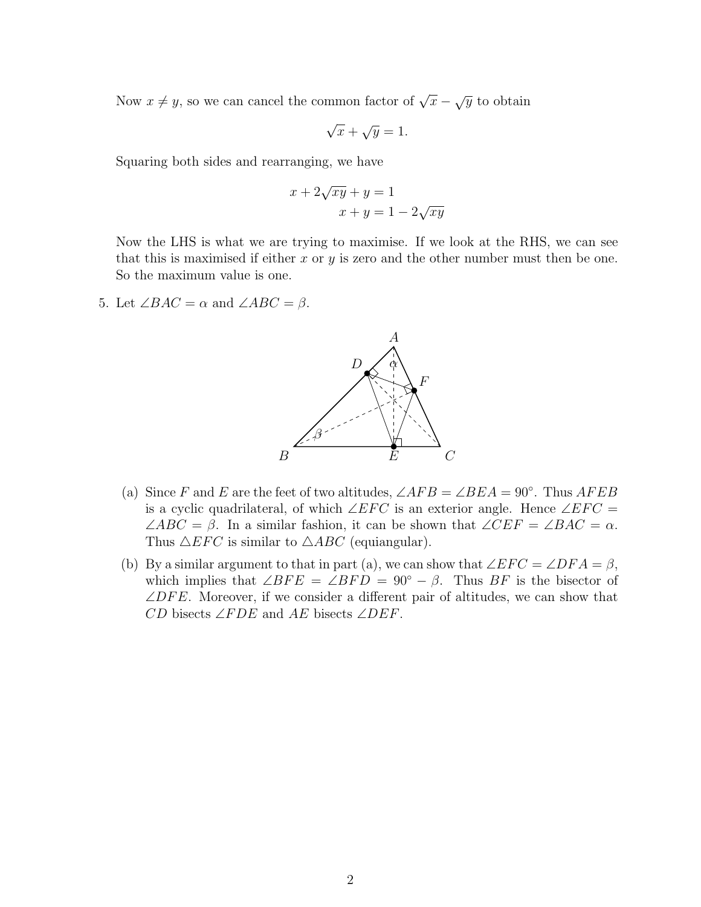Now $x \neq y$, so we can cancel the common factor of $\sqrt{x} - \sqrt{y}$ to obtain

$$\sqrt{x} + \sqrt{y} = 1.$$

Squaring both sides and rearranging, we have

$$\begin{aligned} x + 2\sqrt{xy} + y &= 1 \\ x + y &= 1 - 2\sqrt{xy} \end{aligned}$$

Now the LHS is what we are trying to maximise. If we look at the RHS, we can see that this is maximised if either $x$ or $y$ is zero and the other number must then be one. So the maximum value is one.

5. Let $\angle BAC = \alpha$ and $\angle ABC = \beta$.

   (a) Since $F$ and $E$ are the feet of two altitudes, $\angle AFB = \angle BEA = 90^\circ$. Thus $AFEB$ is a cyclic quadrilateral, of which $\angle EFC$ is an exterior angle. Hence $\angle EFC = \angle ABC = \beta$. In a similar fashion, it can be shown that $\angle CEF = \angle BAC = \alpha$. Thus $\triangle EFC$ is similar to $\triangle ABC$ (equiangular).

   (b) By a similar argument to that in part (a), we can show that $\angle EFC = \angle DFA = \beta$, which implies that $\angle BFE = \angle BFD = 90^\circ - \beta$. Thus $BF$ is the bisector of $\angle DFE$. Moreover, if we consider a different pair of altitudes, we can show that $CD$ bisects $\angle FDE$ and $AE$ bisects $\angle DEF$.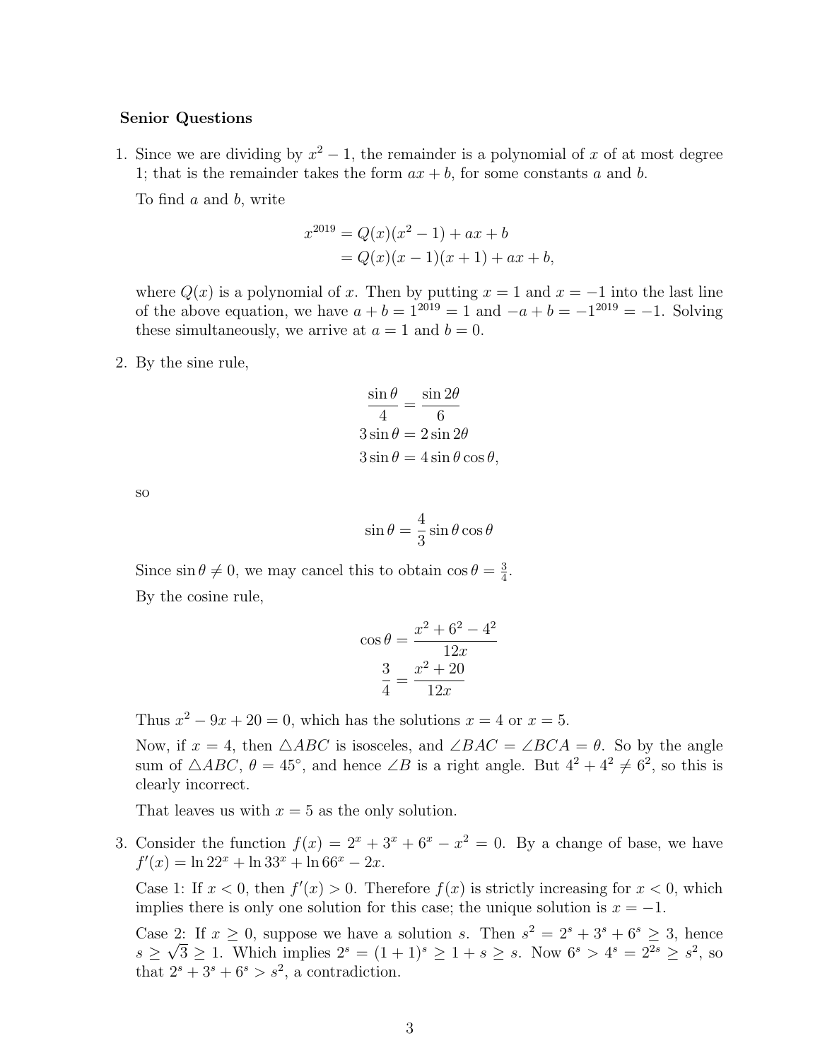**Senior Questions**

1. Since we are dividing by $x^2 - 1$, the remainder is a polynomial of $x$ of at most degree 1; that is the remainder takes the form $ax + b$, for some constants $a$ and $b$.

   To find $a$ and $b$, write

$$\begin{aligned} x^{2019} &= Q(x)(x^2 - 1) + ax + b \\ &= Q(x)(x - 1)(x + 1) + ax + b, \end{aligned}$$

   where $Q(x)$ is a polynomial of $x$. Then by putting $x = 1$ and $x = -1$ into the last line of the above equation, we have $a + b = 1^{2019} = 1$ and $-a + b = -1^{2019} = -1$. Solving these simultaneously, we arrive at $a = 1$ and $b = 0$.

2. By the sine rule,

$$\begin{aligned} \frac{\sin\theta}{4} &= \frac{\sin 2\theta}{6} \\ 3\sin\theta &= 2\sin 2\theta \\ 3\sin\theta &= 4\sin\theta\cos\theta, \end{aligned}$$

   so

$$\sin\theta = \frac{4}{3}\sin\theta\cos\theta$$

   Since $\sin\theta \neq 0$, we may cancel this to obtain $\cos\theta = \frac{3}{4}$.

   By the cosine rule,

$$\begin{aligned} \cos\theta &= \frac{x^2 + 6^2 - 4^2}{12x} \\ \frac{3}{4} &= \frac{x^2 + 20}{12x} \end{aligned}$$

   Thus $x^2 - 9x + 20 = 0$, which has the solutions $x = 4$ or $x = 5$.

   Now, if $x = 4$, then $\triangle ABC$ is isosceles, and $\angle BAC = \angle BCA = \theta$. So by the angle sum of $\triangle ABC$, $\theta = 45^\circ$, and hence $\angle B$ is a right angle. But $4^2 + 4^2 \neq 6^2$, so this is clearly incorrect.

   That leaves us with $x = 5$ as the only solution.

3. Consider the function $f(x) = 2^x + 3^x + 6^x - x^2 = 0$. By a change of base, we have $f'(x) = \ln 2 2^x + \ln 3 3^x + \ln 6 6^x - 2x$.

   Case 1: If $x < 0$, then $f'(x) > 0$. Therefore $f(x)$ is strictly increasing for $x < 0$, which implies there is only one solution for this case; the unique solution is $x = -1$.

   Case 2: If $x \geq 0$, suppose we have a solution $s$. Then $s^2 = 2^s + 3^s + 6^s \geq 3$, hence $s \geq \sqrt{3} \geq 1$. Which implies $2^s = (1 + 1)^s \geq 1 + s \geq s$. Now $6^s > 4^s = 2^{2s} \geq s^2$, so that $2^s + 3^s + 6^s > s^2$, a contradiction.